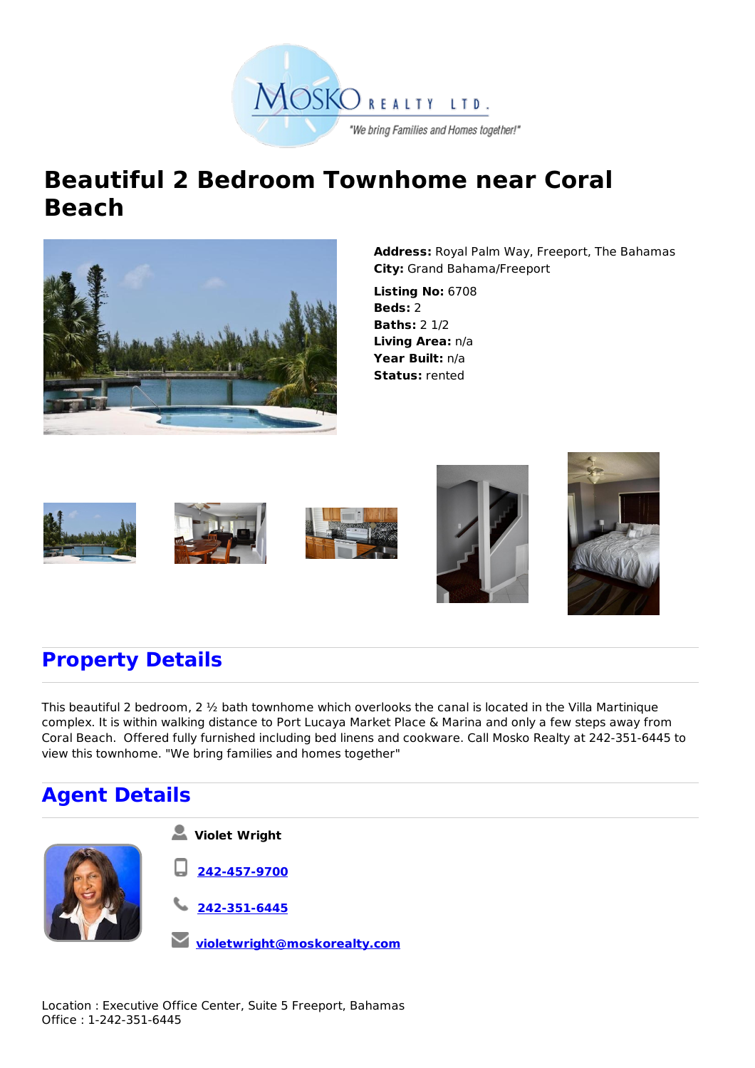MOSKO REALTY LTD.

"We bring Families and Homes together!"

# Beautiful 2 Bedroom Townhome near Coral Beach

**Address:** Royal Palm Way, Freeport, The Bahamas
**City:** Grand Bahama/Freeport

**Listing No:** 6708
**Beds:** 2
**Baths:** 2 1/2
**Living Area:** n/a
**Year Built:** n/a
**Status:** rented

## Property Details

This beautiful 2 bedroom, 2 ½ bath townhome which overlooks the canal is located in the Villa Martinique complex. It is within walking distance to Port Lucaya Market Place & Marina and only a few steps away from Coral Beach. Offered fully furnished including bed linens and cookware. Call Mosko Realty at 242-351-6445 to view this townhome. "We bring families and homes together"

## Agent Details

**Violet Wright**

242-457-9700

242-351-6445

violetwright@moskorealty.com

Location : Executive Office Center, Suite 5 Freeport, Bahamas
Office : 1-242-351-6445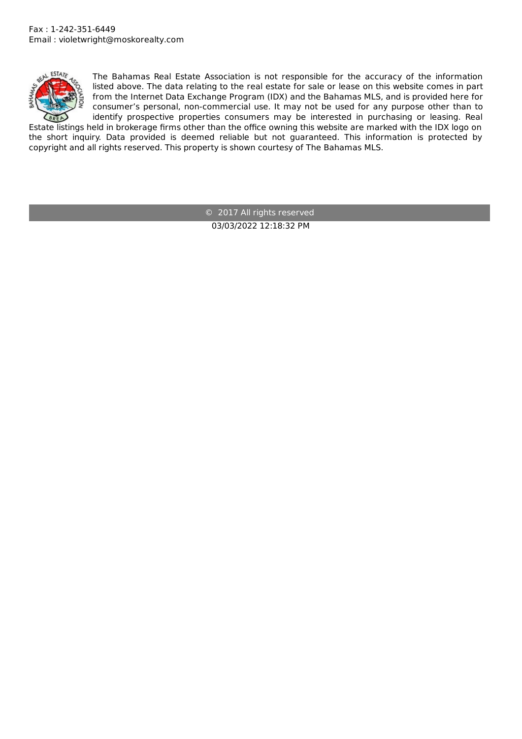Fax : 1-242-351-6449
Email : violetwright@moskorealty.com

The Bahamas Real Estate Association is not responsible for the accuracy of the information listed above. The data relating to the real estate for sale or lease on this website comes in part from the Internet Data Exchange Program (IDX) and the Bahamas MLS, and is provided here for consumer's personal, non-commercial use. It may not be used for any purpose other than to identify prospective properties consumers may be interested in purchasing or leasing. Real Estate listings held in brokerage firms other than the office owning this website are marked with the IDX logo on the short inquiry. Data provided is deemed reliable but not guaranteed. This information is protected by copyright and all rights reserved. This property is shown courtesy of The Bahamas MLS.

© 2017 All rights reserved

03/03/2022 12:18:32 PM